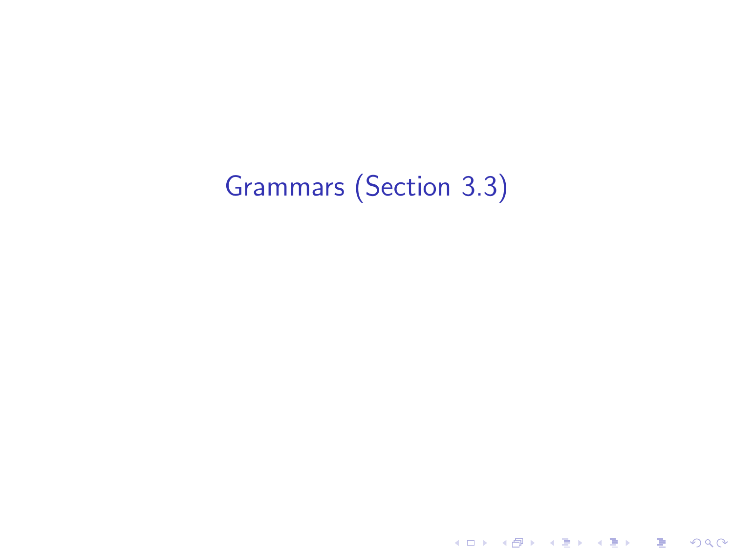# Grammars (Section 3.3)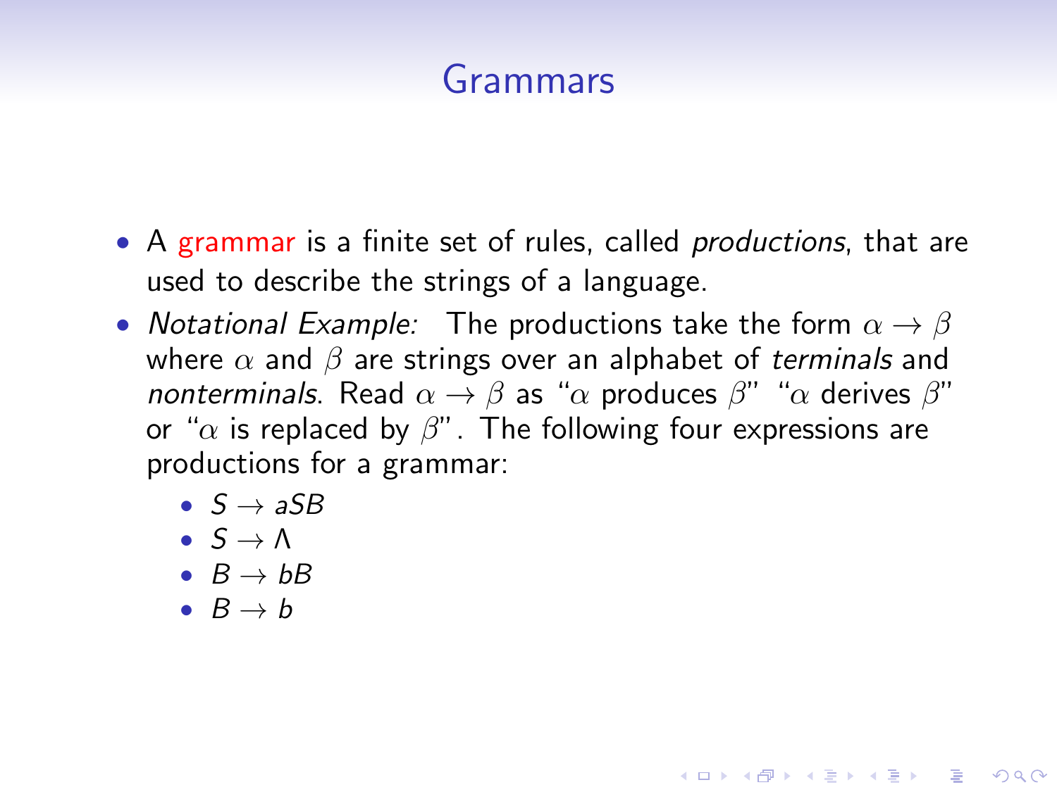# Grammars

- A grammar is a finite set of rules, called *productions*, that are used to describe the strings of a language.
- *Notational Example:* The productions take the form $\alpha \to \beta$ where $\alpha$ and $\beta$ are strings over an alphabet of *terminals* and *nonterminals*. Read $\alpha \to \beta$ as "$\alpha$ produces $\beta$" "$\alpha$ derives $\beta$" or "$\alpha$ is replaced by $\beta$". The following four expressions are productions for a grammar:
  - $S \to aSB$
  - $S \to \Lambda$
  - $B \to bB$
  - $B \to b$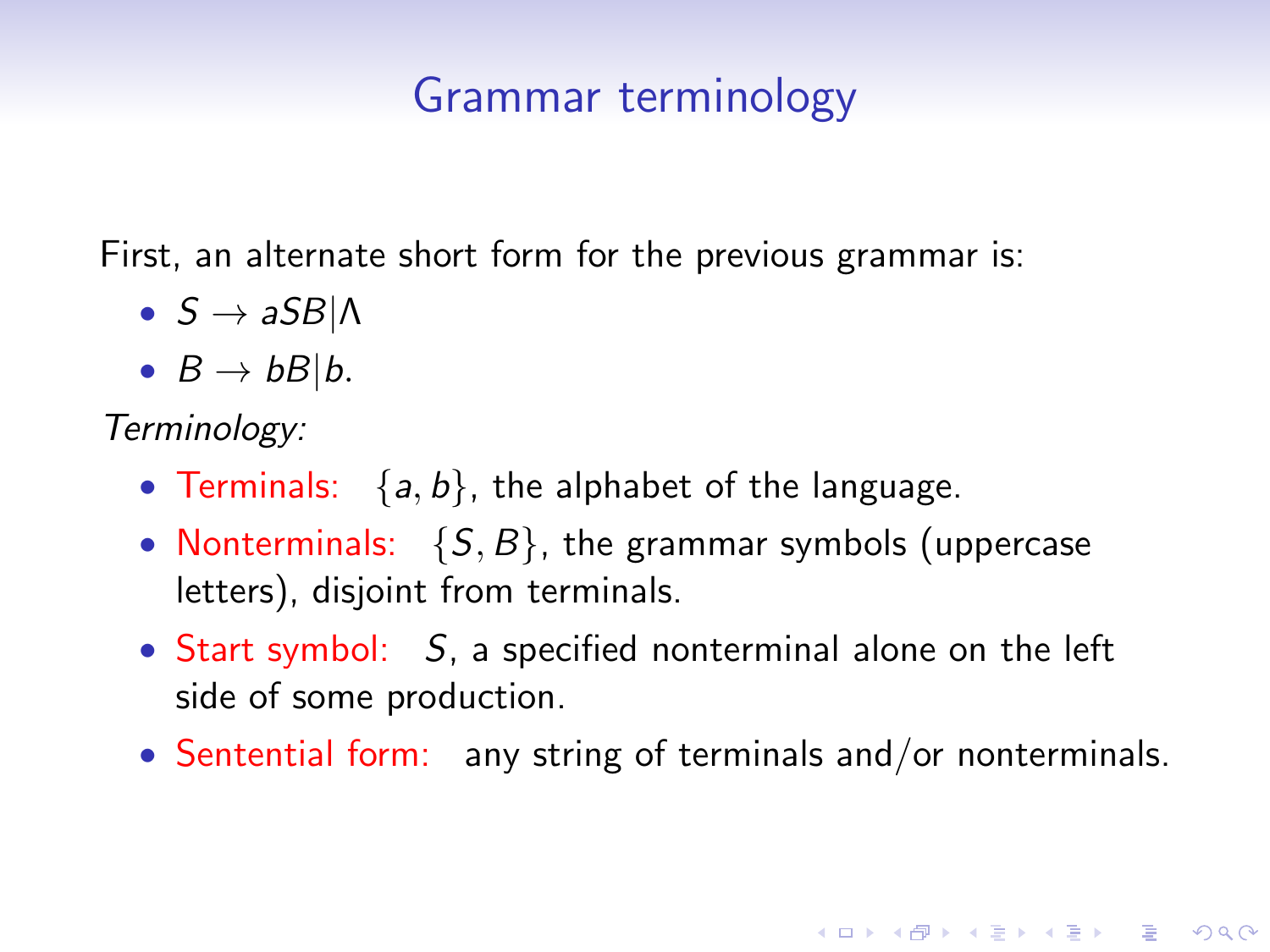# Grammar terminology

First, an alternate short form for the previous grammar is:

- $S \rightarrow aSB | \Lambda$
- $B \rightarrow bB | b.$

*Terminology:*

- Terminals: $\{a, b\}$, the alphabet of the language.
- Nonterminals: $\{S, B\}$, the grammar symbols (uppercase letters), disjoint from terminals.
- Start symbol: $S$, a specified nonterminal alone on the left side of some production.
- Sentential form: any string of terminals and/or nonterminals.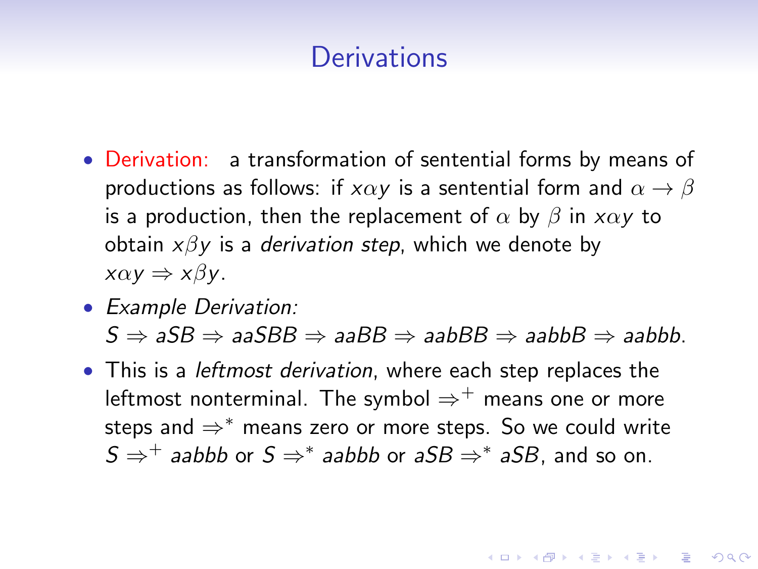# Derivations

- Derivation: a transformation of sentential forms by means of productions as follows: if $x\alpha y$ is a sentential form and $\alpha \to \beta$ is a production, then the replacement of $\alpha$ by $\beta$ in $x\alpha y$ to obtain $x\beta y$ is a *derivation step*, which we denote by $x\alpha y \Rightarrow x\beta y$.
- *Example Derivation:*
  $S \Rightarrow aSB \Rightarrow aaSBB \Rightarrow aaBB \Rightarrow aabBB \Rightarrow aabbB \Rightarrow aabbb$.
- This is a *leftmost derivation*, where each step replaces the leftmost nonterminal. The symbol $\Rightarrow^+$ means one or more steps and $\Rightarrow^*$ means zero or more steps. So we could write $S \Rightarrow^+ aabbb$ or $S \Rightarrow^* aabbb$ or $aSB \Rightarrow^* aSB$, and so on.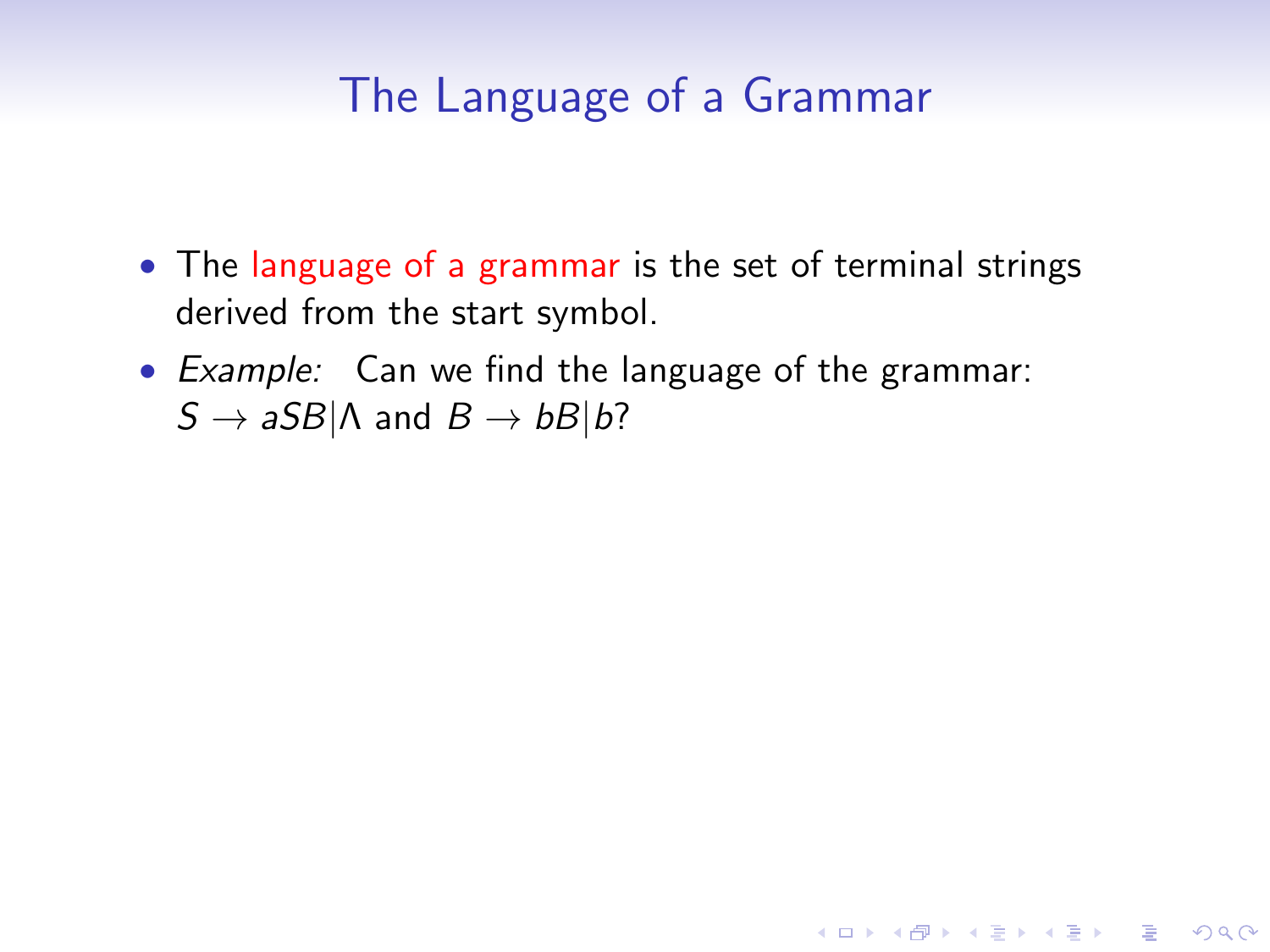# The Language of a Grammar

- The language of a grammar is the set of terminal strings derived from the start symbol.
- *Example:* Can we find the language of the grammar: $S \rightarrow aSB|\Lambda$ and $B \rightarrow bB|b$?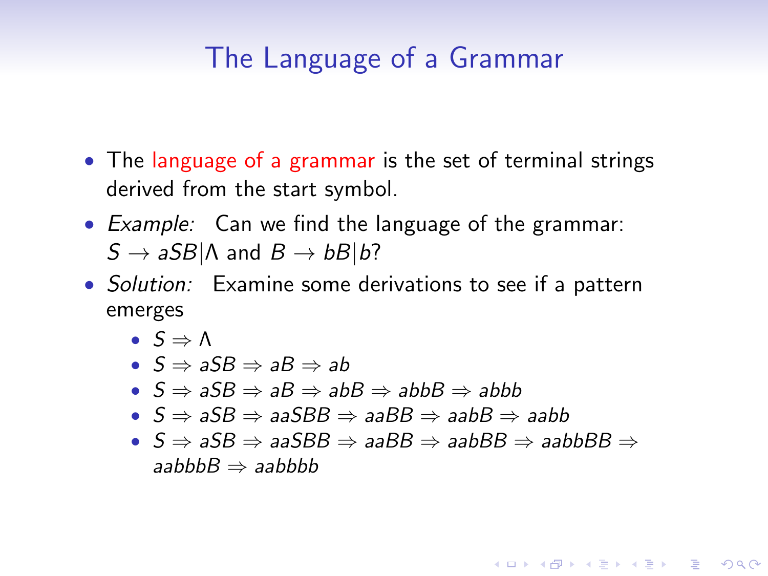# The Language of a Grammar

- The language of a grammar is the set of terminal strings derived from the start symbol.
- *Example:* Can we find the language of the grammar: $S \to aSB | \Lambda$ and $B \to bB | b$?
- *Solution:* Examine some derivations to see if a pattern emerges
  - $S \Rightarrow \Lambda$
  - $S \Rightarrow aSB \Rightarrow aB \Rightarrow ab$
  - $S \Rightarrow aSB \Rightarrow aB \Rightarrow abB \Rightarrow abbB \Rightarrow abbb$
  - $S \Rightarrow aSB \Rightarrow aaSBB \Rightarrow aaBB \Rightarrow aabB \Rightarrow aabb$
  - $S \Rightarrow aSB \Rightarrow aaSBB \Rightarrow aaBB \Rightarrow aabBB \Rightarrow aabbBB \Rightarrow aabbbB \Rightarrow aabbbb$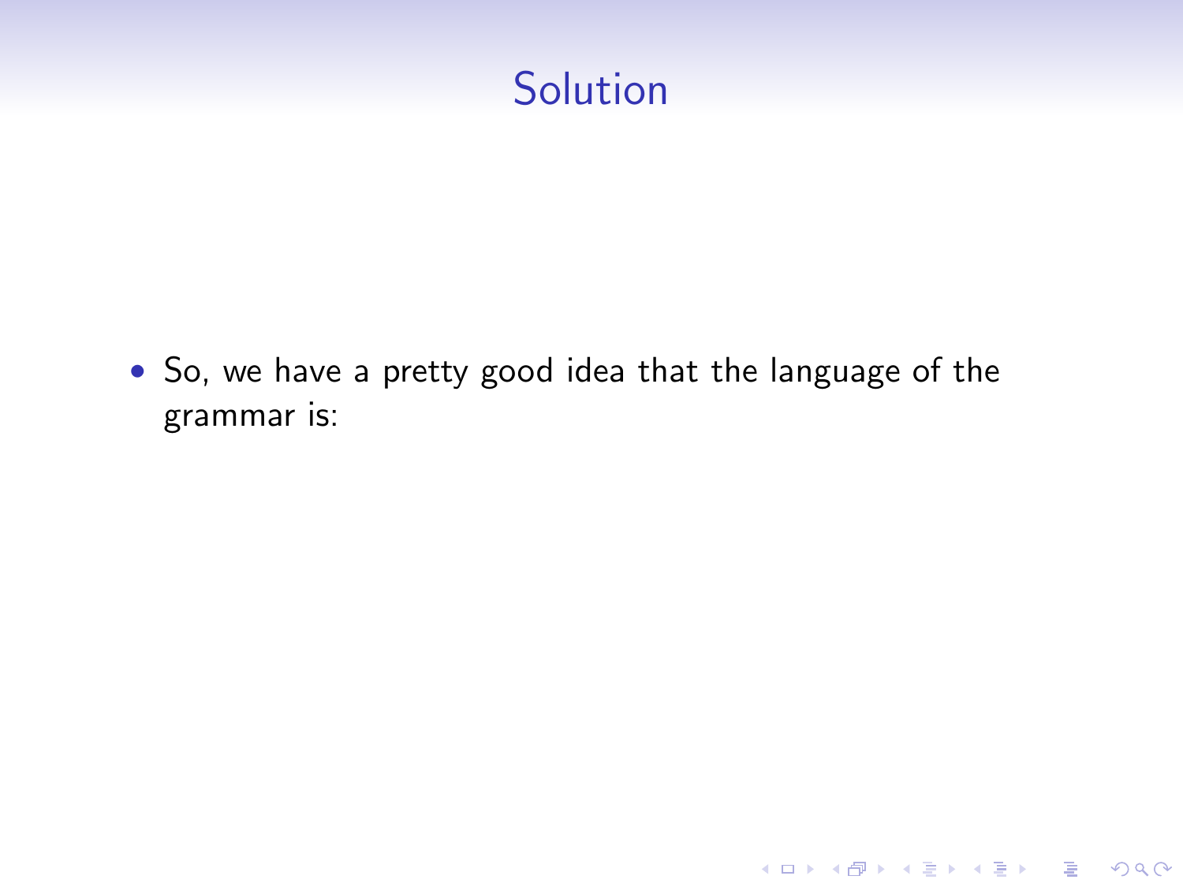# Solution

- So, we have a pretty good idea that the language of the grammar is: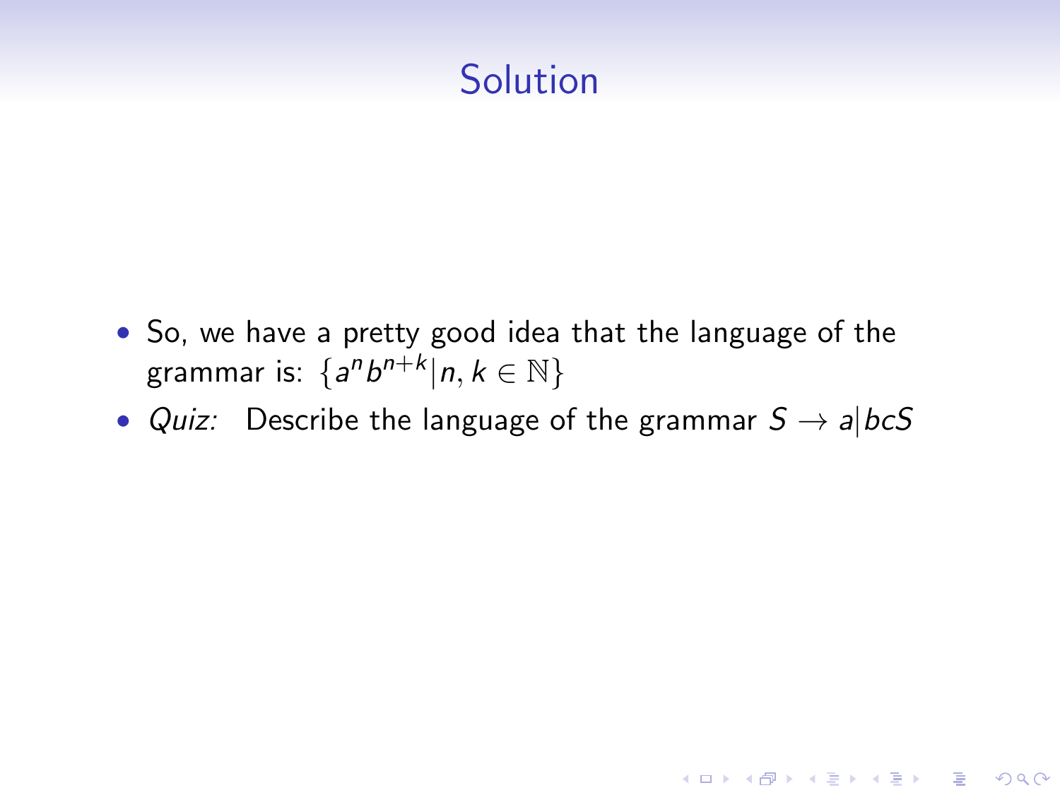# Solution

- So, we have a pretty good idea that the language of the grammar is: $\{a^n b^{n+k} | n, k \in \mathbb{N}\}$
- *Quiz:* Describe the language of the grammar $S \rightarrow a | bcS$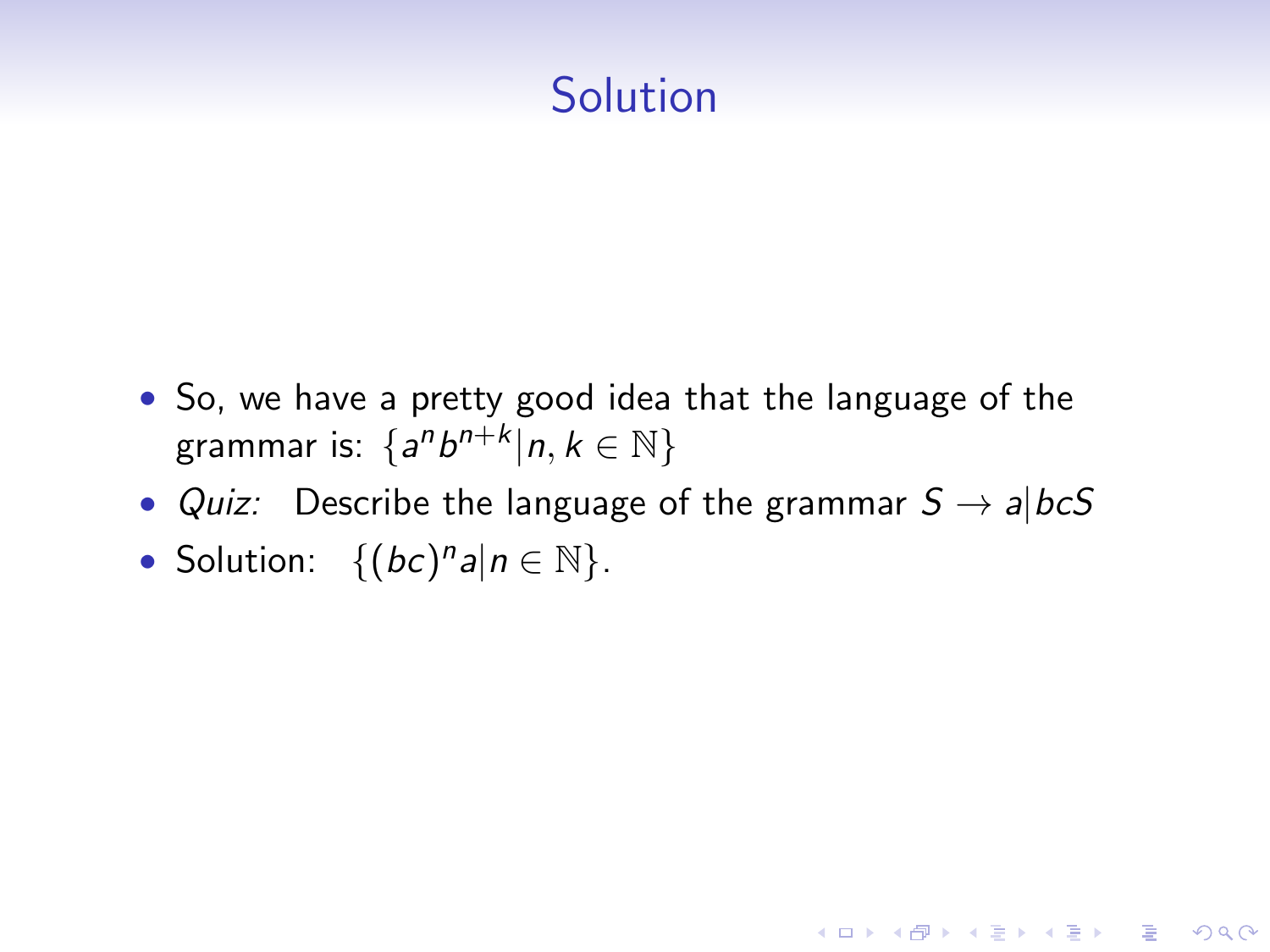# Solution

- So, we have a pretty good idea that the language of the grammar is: $\{a^n b^{n+k} | n, k \in \mathbb{N}\}$
- *Quiz:* Describe the language of the grammar $S \rightarrow a | bcS$
- Solution: $\{(bc)^n a | n \in \mathbb{N}\}$.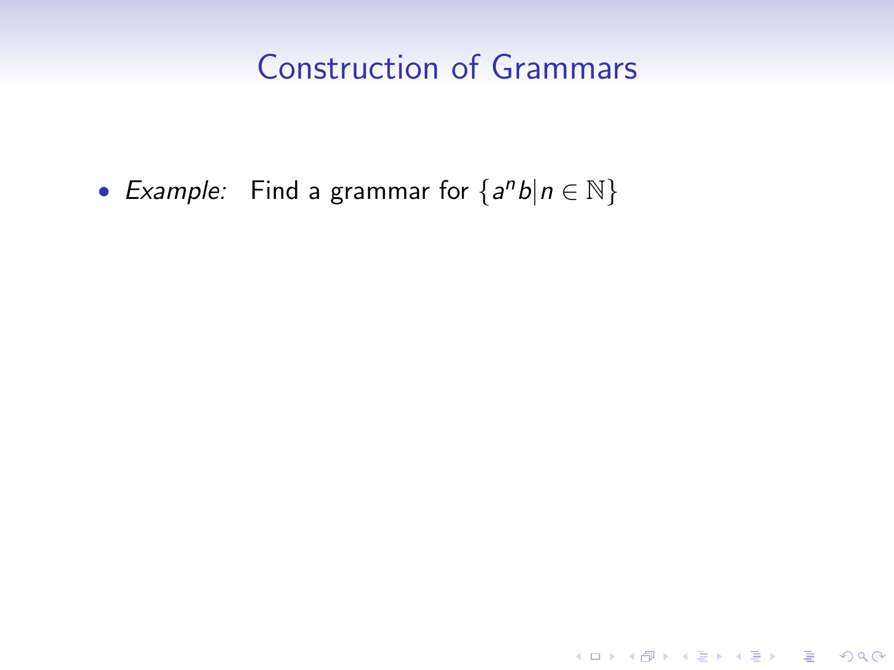## Construction of Grammars

- *Example:* Find a grammar for $\{a^n b | n \in \mathbb{N}\}$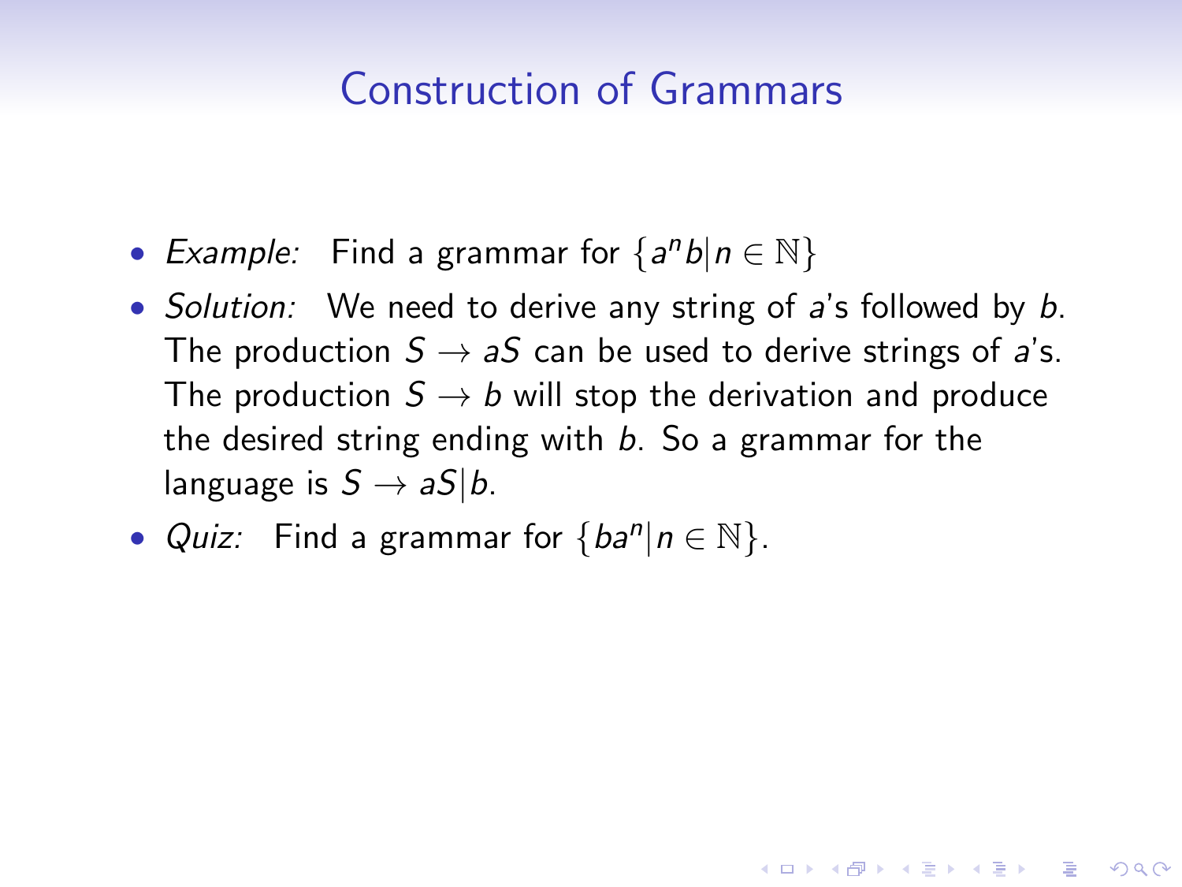# Construction of Grammars

- *Example:* Find a grammar for $\{a^n b | n \in \mathbb{N}\}$
- *Solution:* We need to derive any string of $a$'s followed by $b$. The production $S \to aS$ can be used to derive strings of $a$'s. The production $S \to b$ will stop the derivation and produce the desired string ending with $b$. So a grammar for the language is $S \to aS | b$.
- *Quiz:* Find a grammar for $\{ba^n | n \in \mathbb{N}\}$.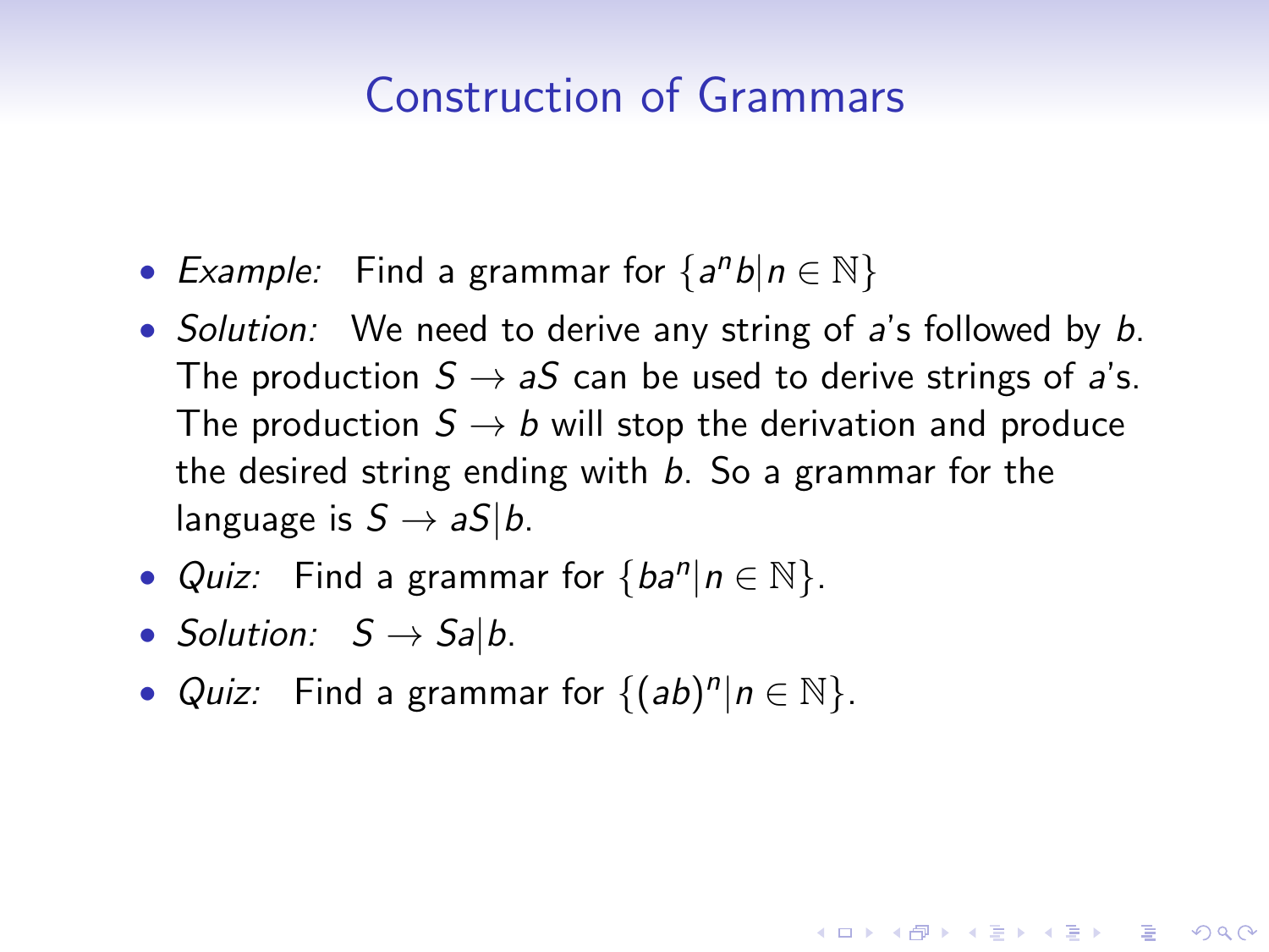# Construction of Grammars

- *Example:* Find a grammar for $\{a^n b | n \in \mathbb{N}\}$
- *Solution:* We need to derive any string of $a$'s followed by $b$. The production $S \to aS$ can be used to derive strings of $a$'s. The production $S \to b$ will stop the derivation and produce the desired string ending with $b$. So a grammar for the language is $S \to aS | b$.
- *Quiz:* Find a grammar for $\{ba^n | n \in \mathbb{N}\}$.
- *Solution:* $S \to Sa | b$.
- *Quiz:* Find a grammar for $\{(ab)^n | n \in \mathbb{N}\}$.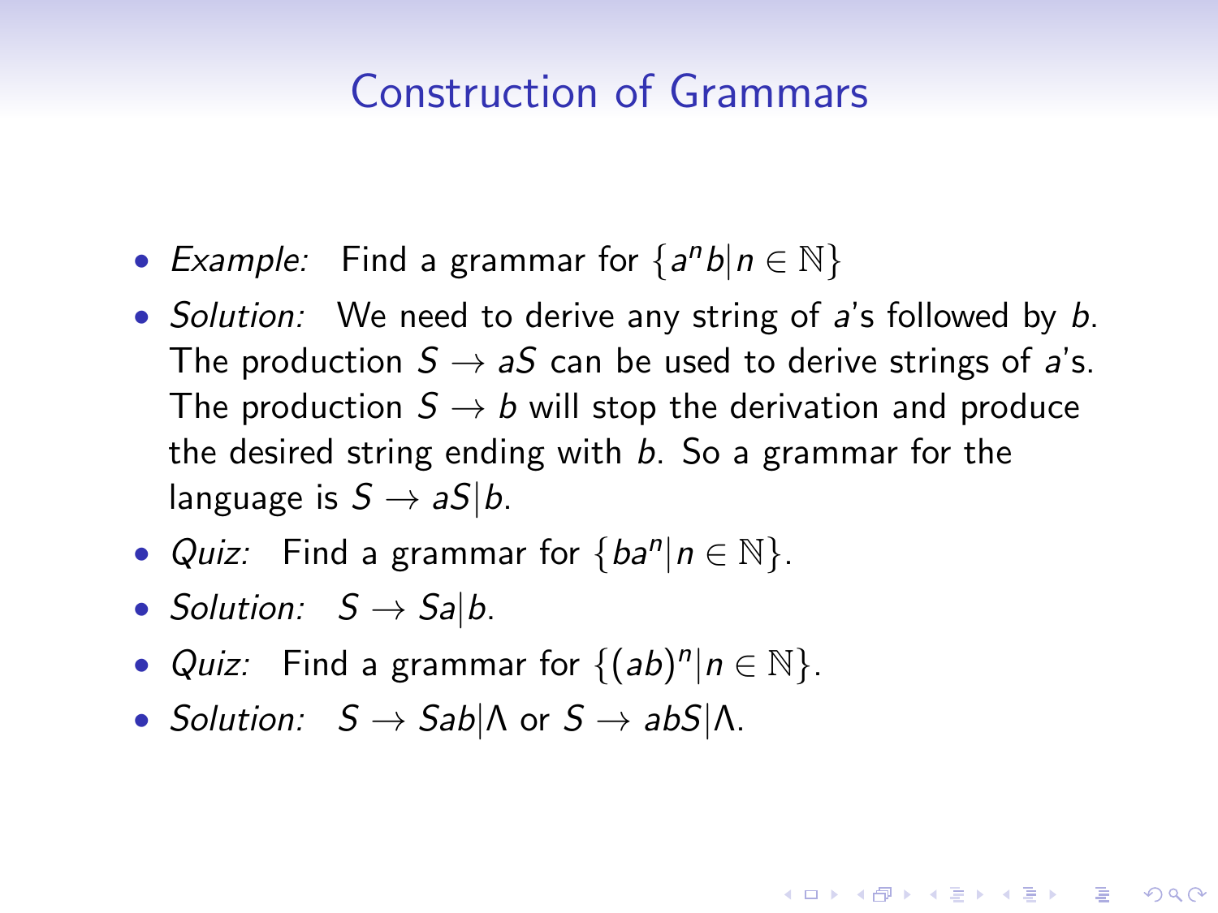# Construction of Grammars

- *Example:* Find a grammar for $\{a^n b | n \in \mathbb{N}\}$
- *Solution:* We need to derive any string of $a$'s followed by $b$. The production $S \to aS$ can be used to derive strings of $a$'s. The production $S \to b$ will stop the derivation and produce the desired string ending with $b$. So a grammar for the language is $S \to aS | b$.
- *Quiz:* Find a grammar for $\{ba^n | n \in \mathbb{N}\}$.
- *Solution:* $S \to Sa | b$.
- *Quiz:* Find a grammar for $\{(ab)^n | n \in \mathbb{N}\}$.
- *Solution:* $S \to Sab | \Lambda$ or $S \to abS | \Lambda$.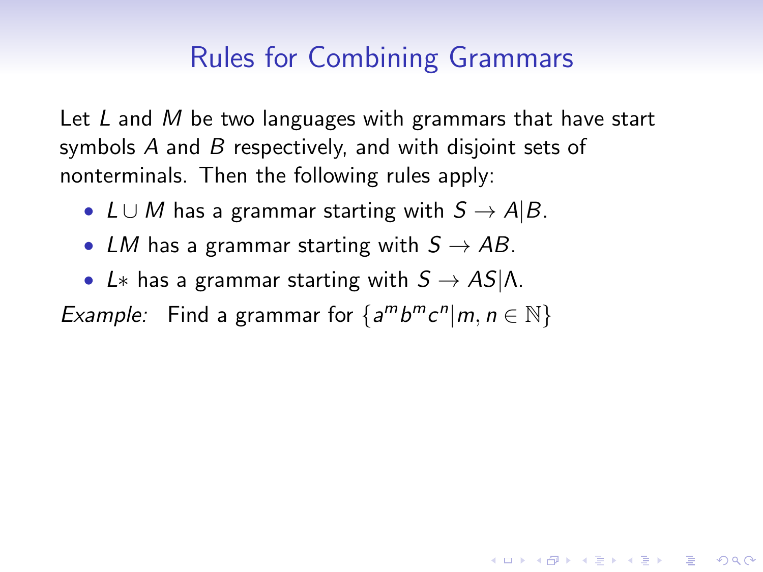# Rules for Combining Grammars

Let $L$ and $M$ be two languages with grammars that have start symbols $A$ and $B$ respectively, and with disjoint sets of nonterminals. Then the following rules apply:

- $L \cup M$ has a grammar starting with $S \to A|B$.
- $LM$ has a grammar starting with $S \to AB$.
- $L*$ has a grammar starting with $S \to AS|\Lambda$.

*Example:* Find a grammar for $\{a^m b^m c^n | m, n \in \mathbb{N}\}$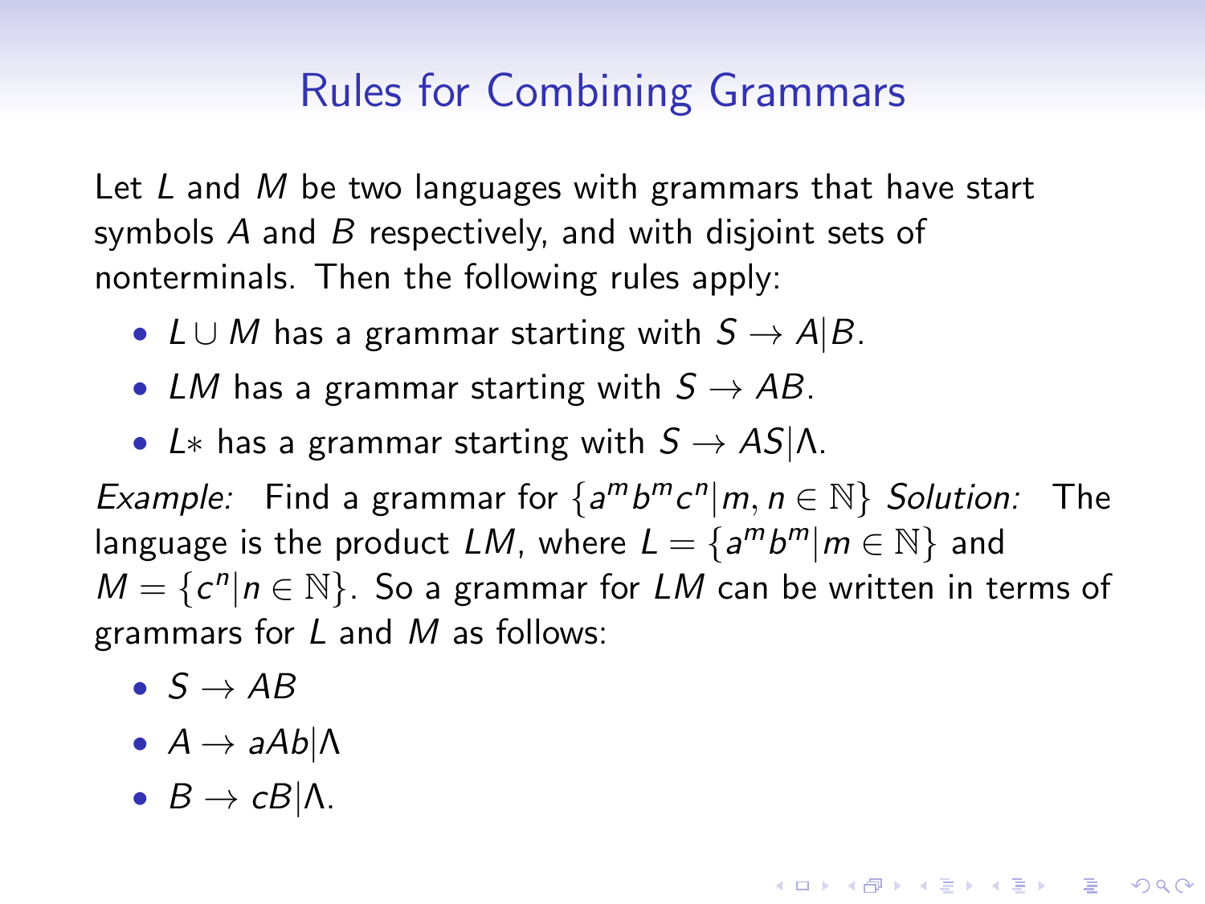# Rules for Combining Grammars

Let $L$ and $M$ be two languages with grammars that have start symbols $A$ and $B$ respectively, and with disjoint sets of nonterminals. Then the following rules apply:

- $L \cup M$ has a grammar starting with $S \rightarrow A|B$.
- $LM$ has a grammar starting with $S \rightarrow AB$.
- $L*$ has a grammar starting with $S \rightarrow AS|\Lambda$.

*Example:* Find a grammar for $\{a^m b^m c^n | m, n \in \mathbb{N}\}$ *Solution:* The language is the product $LM$, where $L = \{a^m b^m | m \in \mathbb{N}\}$ and $M = \{c^n | n \in \mathbb{N}\}$. So a grammar for $LM$ can be written in terms of grammars for $L$ and $M$ as follows:

- $S \rightarrow AB$
- $A \rightarrow aAb|\Lambda$
- $B \rightarrow cB|\Lambda$.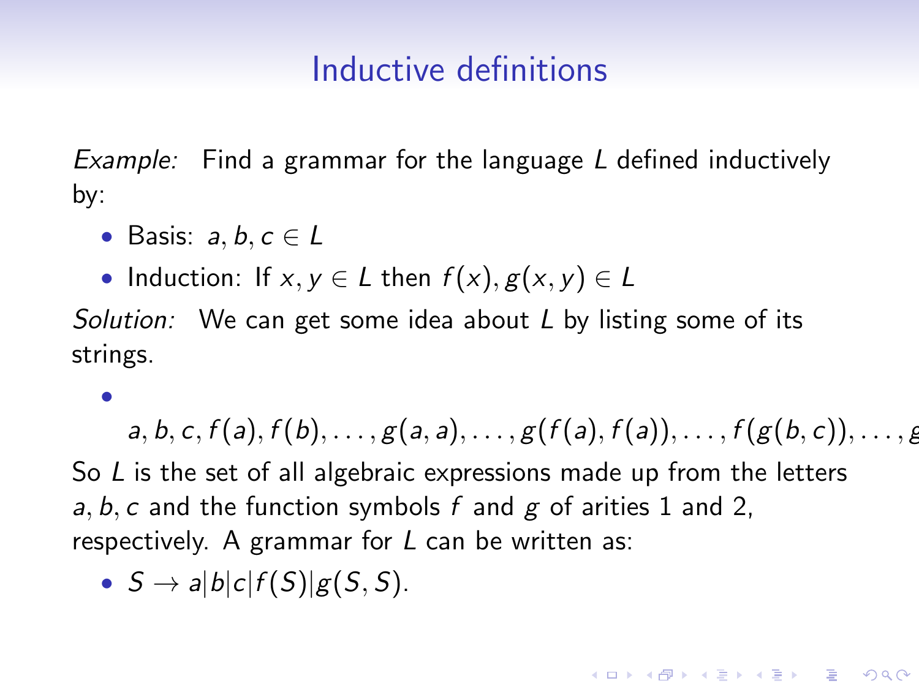# Inductive definitions

*Example:* Find a grammar for the language $L$ defined inductively by:

- Basis: $a, b, c \in L$
- Induction: If $x, y \in L$ then $f(x), g(x, y) \in L$

*Solution:* We can get some idea about $L$ by listing some of its strings.

- $a, b, c, f(a), f(b), \ldots, g(a, a), \ldots, g(f(a), f(a)), \ldots, f(g(b, c)), \ldots, g$

So $L$ is the set of all algebraic expressions made up from the letters $a, b, c$ and the function symbols $f$ and $g$ of arities 1 and 2, respectively. A grammar for $L$ can be written as:

- $S \rightarrow a|b|c|f(S)|g(S, S)$.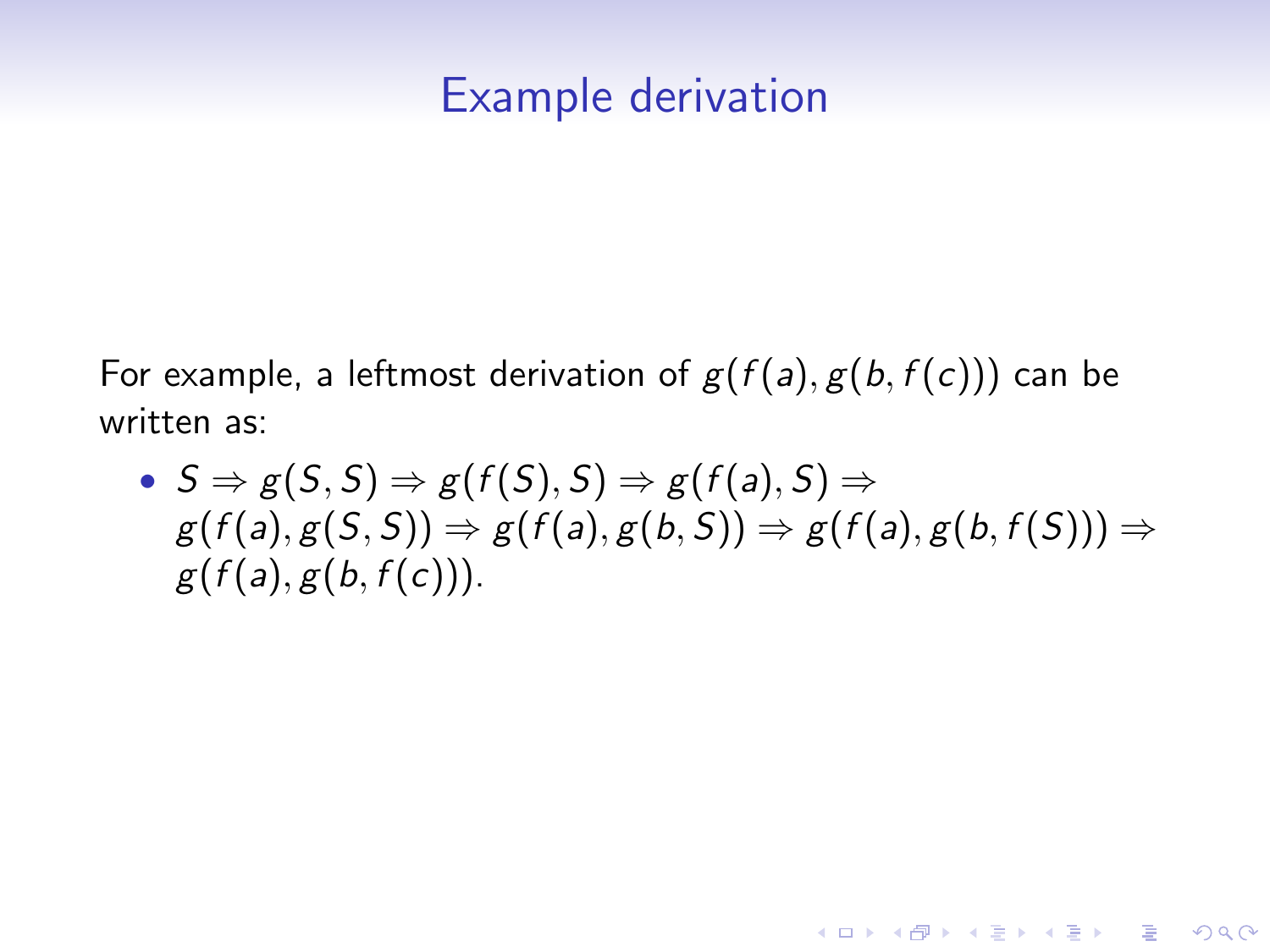# Example derivation

For example, a leftmost derivation of $g(f(a), g(b, f(c)))$ can be written as:

- $S \Rightarrow g(S, S) \Rightarrow g(f(S), S) \Rightarrow g(f(a), S) \Rightarrow g(f(a), g(S, S)) \Rightarrow g(f(a), g(b, S)) \Rightarrow g(f(a), g(b, f(S))) \Rightarrow g(f(a), g(b, f(c)))$.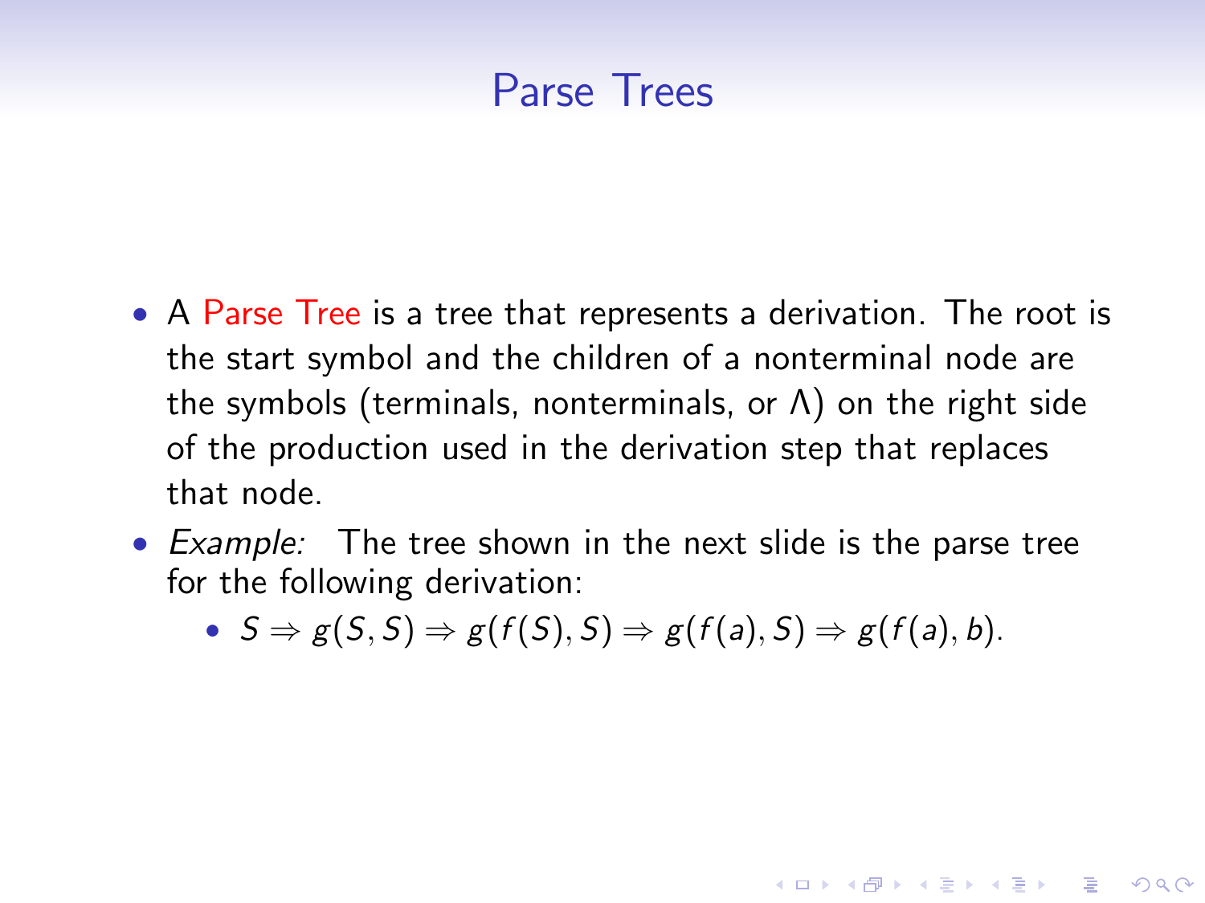# Parse Trees

- A Parse Tree is a tree that represents a derivation. The root is the start symbol and the children of a nonterminal node are the symbols (terminals, nonterminals, or $\Lambda$) on the right side of the production used in the derivation step that replaces that node.
- *Example:* The tree shown in the next slide is the parse tree for the following derivation:
  - $S \Rightarrow g(S, S) \Rightarrow g(f(S), S) \Rightarrow g(f(a), S) \Rightarrow g(f(a), b)$.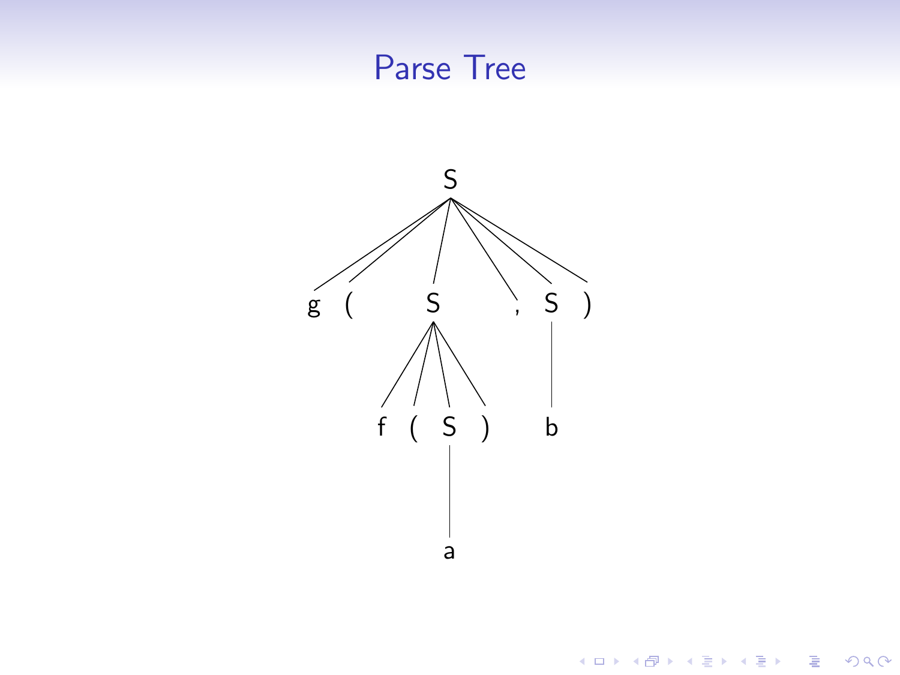# Parse Tree

S

g ( S , S )

f ( S ) b

a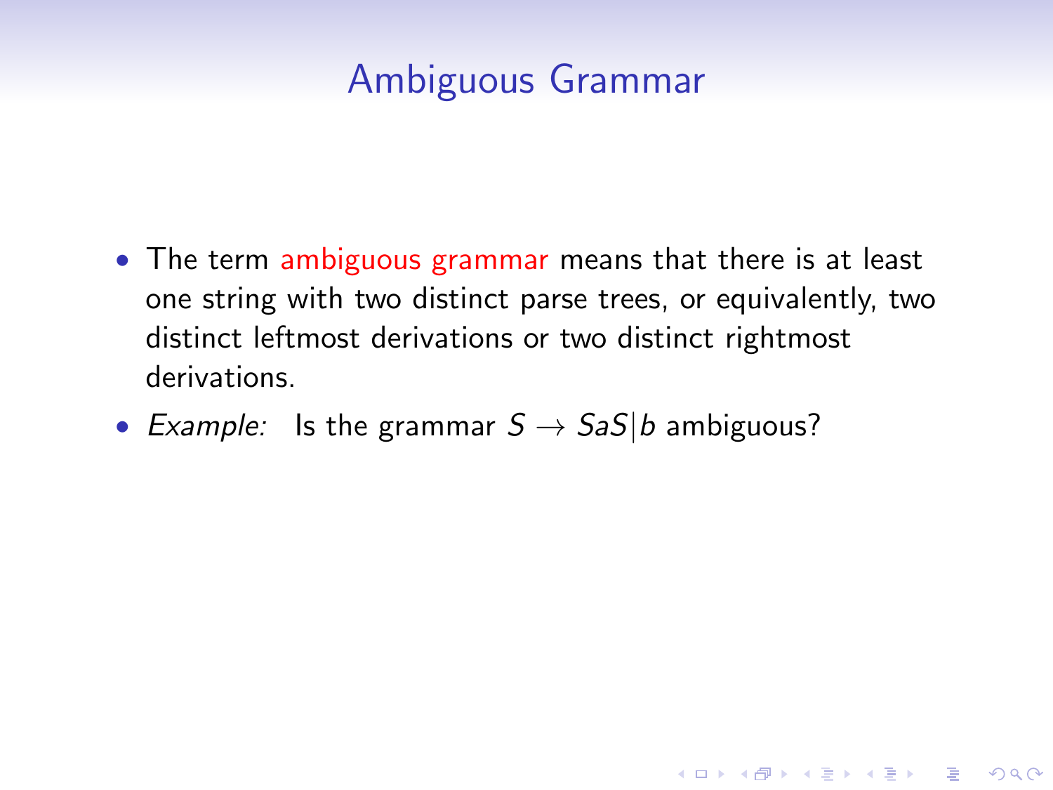# Ambiguous Grammar

- The term ambiguous grammar means that there is at least one string with two distinct parse trees, or equivalently, two distinct leftmost derivations or two distinct rightmost derivations.
- *Example:* Is the grammar $S \rightarrow SaS|b$ ambiguous?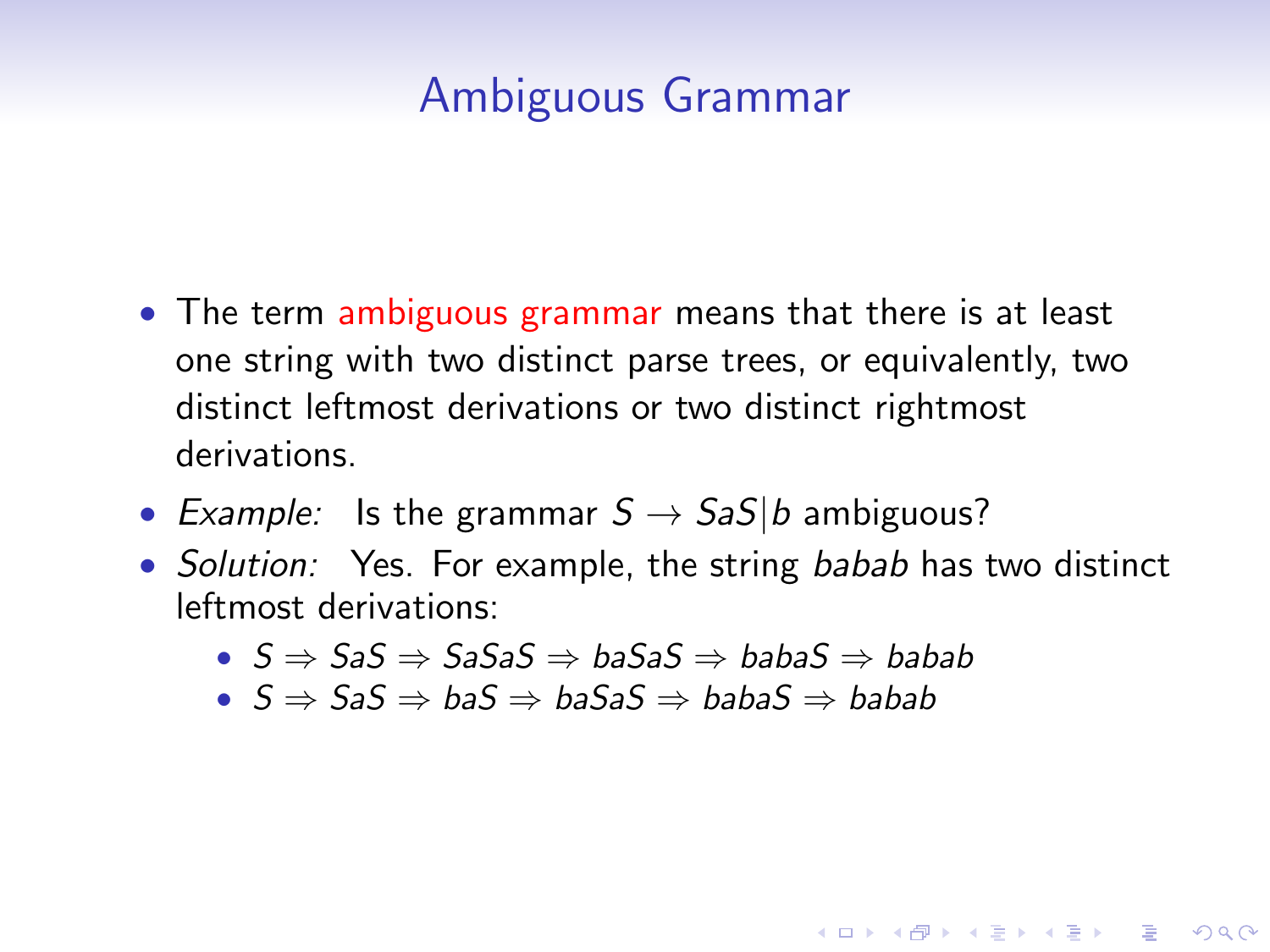# Ambiguous Grammar

- The term ambiguous grammar means that there is at least one string with two distinct parse trees, or equivalently, two distinct leftmost derivations or two distinct rightmost derivations.
- *Example:* Is the grammar $S \to SaS|b$ ambiguous?
- *Solution:* Yes. For example, the string *babab* has two distinct leftmost derivations:
  - $S \Rightarrow SaS \Rightarrow SaSaS \Rightarrow baSaS \Rightarrow babaS \Rightarrow babab$
  - $S \Rightarrow SaS \Rightarrow baS \Rightarrow baSaS \Rightarrow babaS \Rightarrow babab$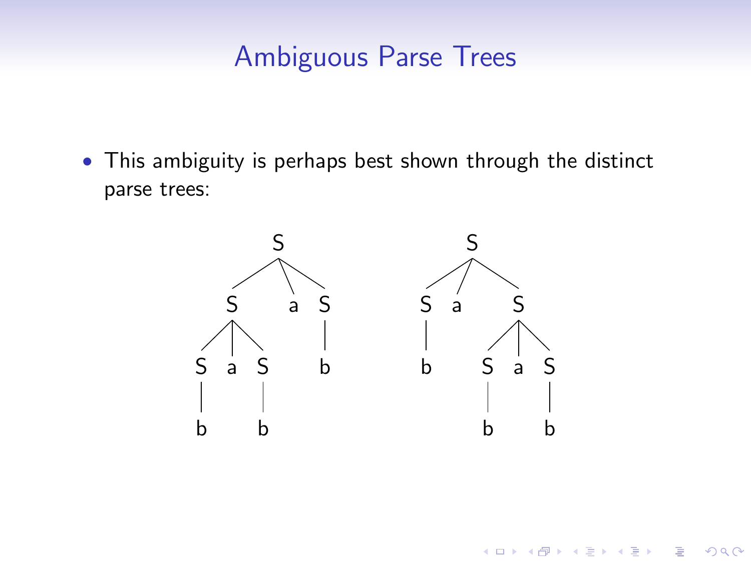# Ambiguous Parse Trees

- This ambiguity is perhaps best shown through the distinct parse trees:

S
S a S
S a S b
b b

S
S a S
b S a S
b b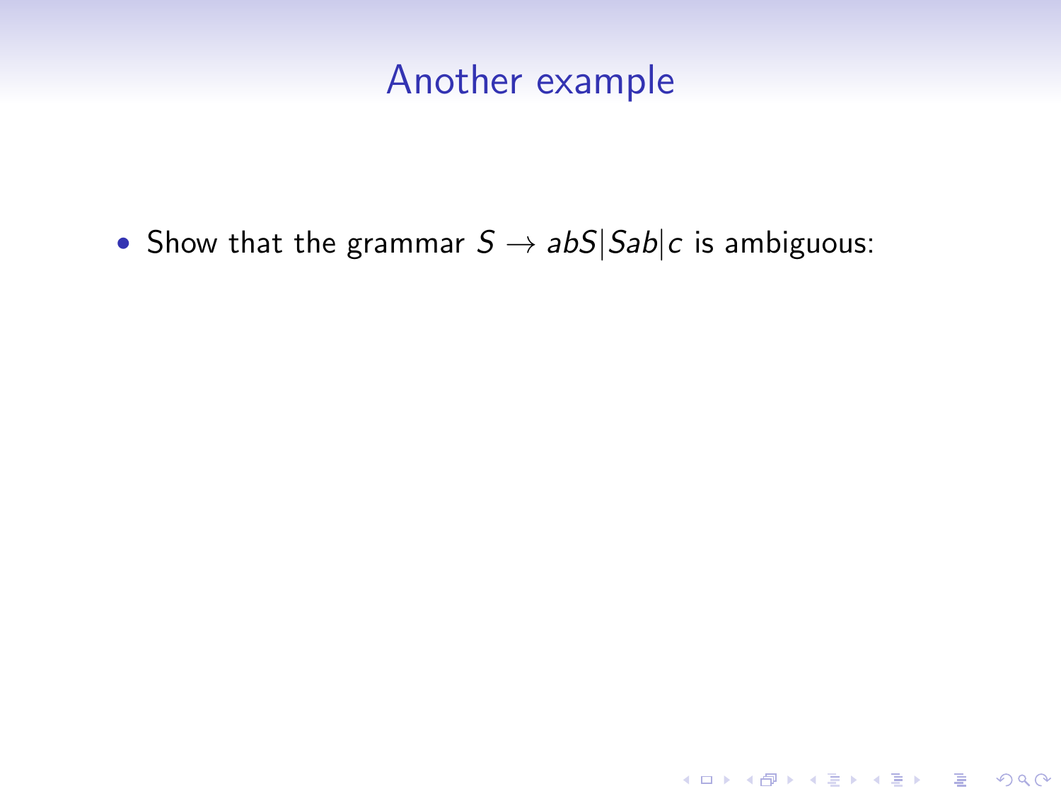# Another example

- Show that the grammar $S \rightarrow abS|Sab|c$ is ambiguous: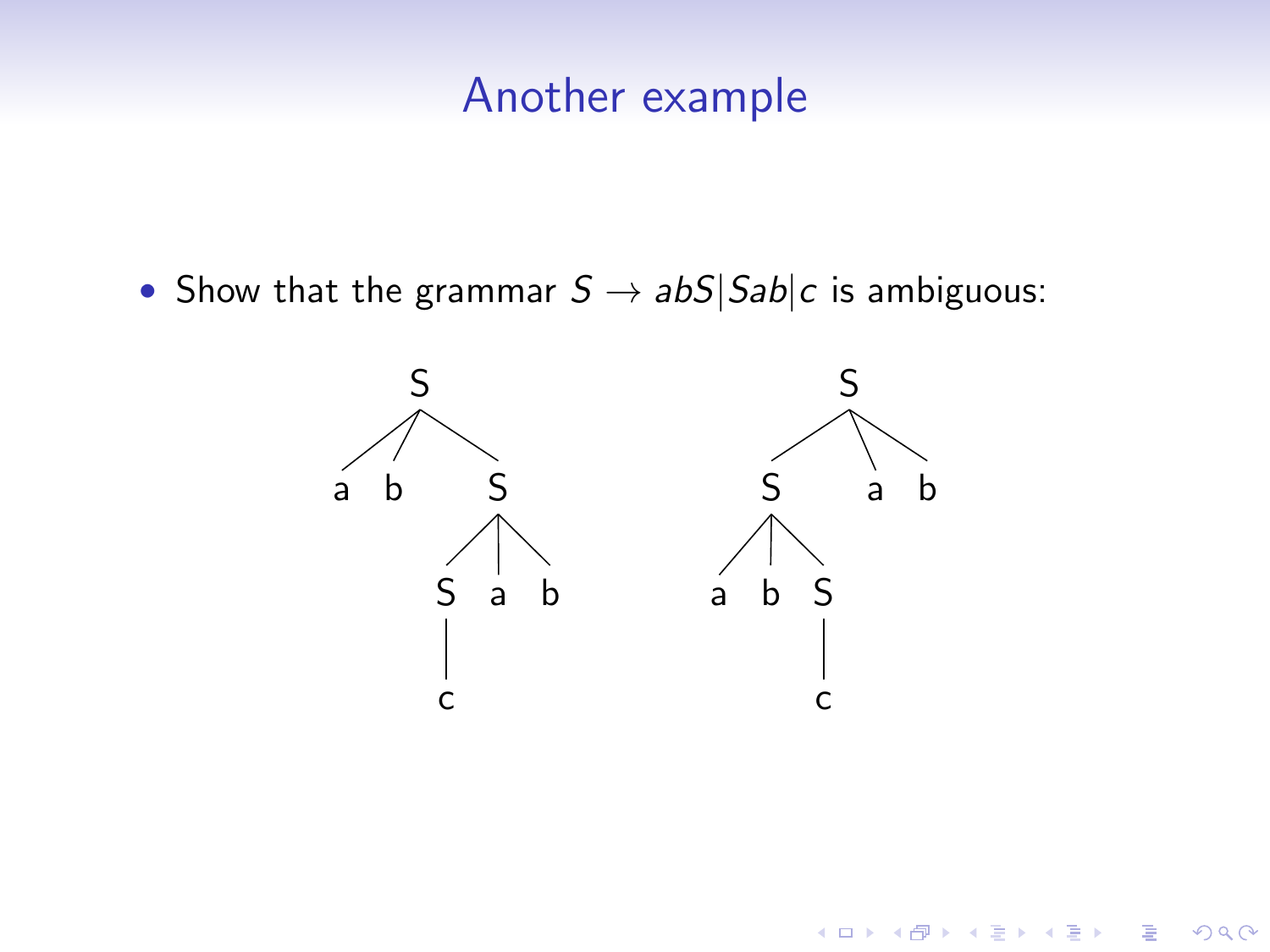# Another example

- Show that the grammar $S \rightarrow abS|Sab|c$ is ambiguous:

S
a b S
S a b
c

S
S a b
a b S
c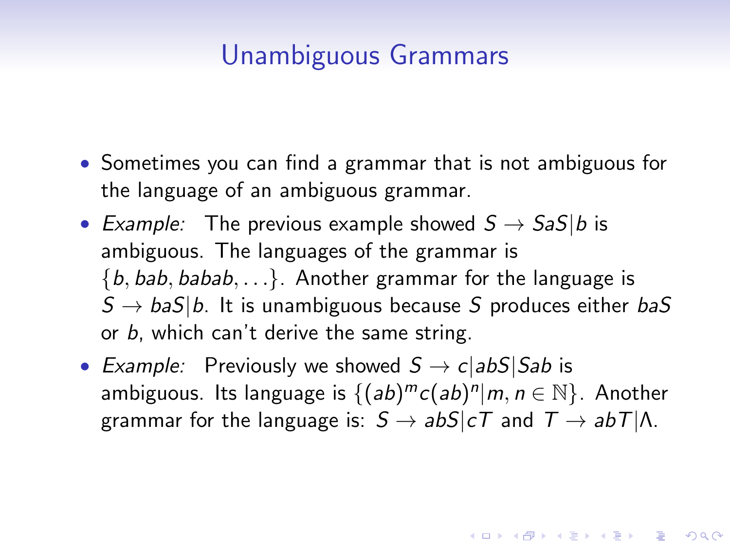# Unambiguous Grammars

- Sometimes you can find a grammar that is not ambiguous for the language of an ambiguous grammar.
- *Example:* The previous example showed $S \rightarrow SaS|b$ is ambiguous. The languages of the grammar is $\{b, bab, babab, \ldots\}$. Another grammar for the language is $S \rightarrow baS|b$. It is unambiguous because $S$ produces either $baS$ or $b$, which can't derive the same string.
- *Example:* Previously we showed $S \rightarrow c|abS|Sab$ is ambiguous. Its language is $\{(ab)^m c(ab)^n | m, n \in \mathbb{N}\}$. Another grammar for the language is: $S \rightarrow abS|cT$ and $T \rightarrow abT|\Lambda$.